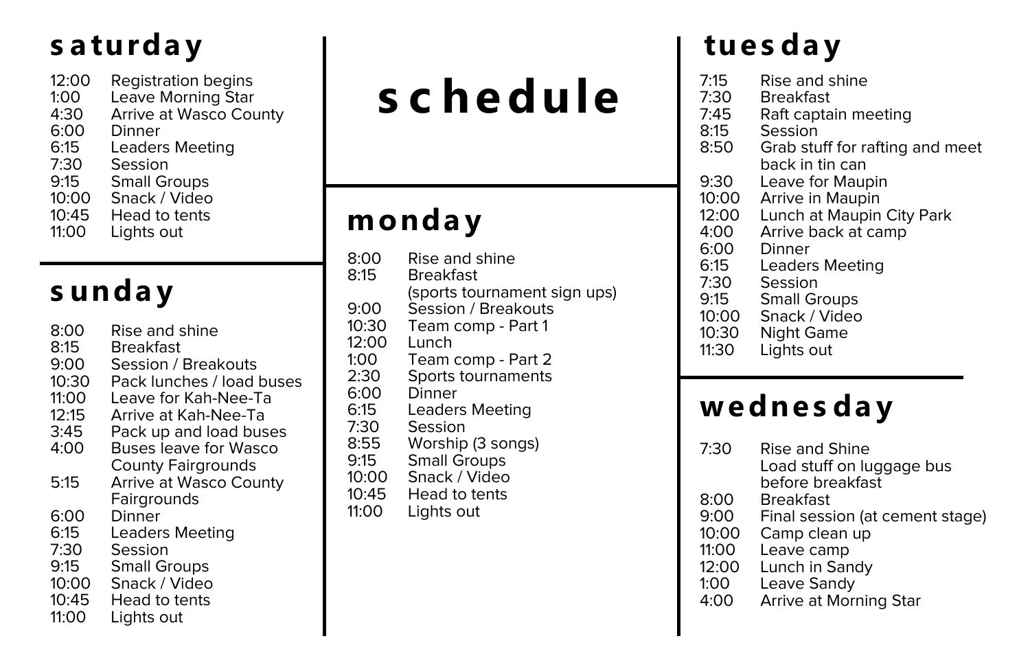# schedule

## saturday

| | |
|---|---|
| 12:00 | Registration begins |
| 1:00 | Leave Morning Star |
| 4:30 | Arrive at Wasco County |
| 6:00 | Dinner |
| 6:15 | Leaders Meeting |
| 7:30 | Session |
| 9:15 | Small Groups |
| 10:00 | Snack / Video |
| 10:45 | Head to tents |
| 11:00 | Lights out |

## sunday

| | |
|---|---|
| 8:00 | Rise and shine |
| 8:15 | Breakfast |
| 9:00 | Session / Breakouts |
| 10:30 | Pack lunches / load buses |
| 11:00 | Leave for Kah-Nee-Ta |
| 12:15 | Arrive at Kah-Nee-Ta |
| 3:45 | Pack up and load buses |
| 4:00 | Buses leave for Wasco County Fairgrounds |
| 5:15 | Arrive at Wasco County Fairgrounds |
| 6:00 | Dinner |
| 6:15 | Leaders Meeting |
| 7:30 | Session |
| 9:15 | Small Groups |
| 10:00 | Snack / Video |
| 10:45 | Head to tents |
| 11:00 | Lights out |

## monday

| | |
|---|---|
| 8:00 | Rise and shine |
| 8:15 | Breakfast (sports tournament sign ups) |
| 9:00 | Session / Breakouts |
| 10:30 | Team comp - Part 1 |
| 12:00 | Lunch |
| 1:00 | Team comp - Part 2 |
| 2:30 | Sports tournaments |
| 6:00 | Dinner |
| 6:15 | Leaders Meeting |
| 7:30 | Session |
| 8:55 | Worship (3 songs) |
| 9:15 | Small Groups |
| 10:00 | Snack / Video |
| 10:45 | Head to tents |
| 11:00 | Lights out |

## tuesday

| | |
|---|---|
| 7:15 | Rise and shine |
| 7:30 | Breakfast |
| 7:45 | Raft captain meeting |
| 8:15 | Session |
| 8:50 | Grab stuff for rafting and meet back in tin can |
| 9:30 | Leave for Maupin |
| 10:00 | Arrive in Maupin |
| 12:00 | Lunch at Maupin City Park |
| 4:00 | Arrive back at camp |
| 6:00 | Dinner |
| 6:15 | Leaders Meeting |
| 7:30 | Session |
| 9:15 | Small Groups |
| 10:00 | Snack / Video |
| 10:30 | Night Game |
| 11:30 | Lights out |

## wednesday

| | |
|---|---|
| 7:30 | Rise and Shine<br>Load stuff on luggage bus before breakfast |
| 8:00 | Breakfast |
| 9:00 | Final session (at cement stage) |
| 10:00 | Camp clean up |
| 11:00 | Leave camp |
| 12:00 | Lunch in Sandy |
| 1:00 | Leave Sandy |
| 4:00 | Arrive at Morning Star |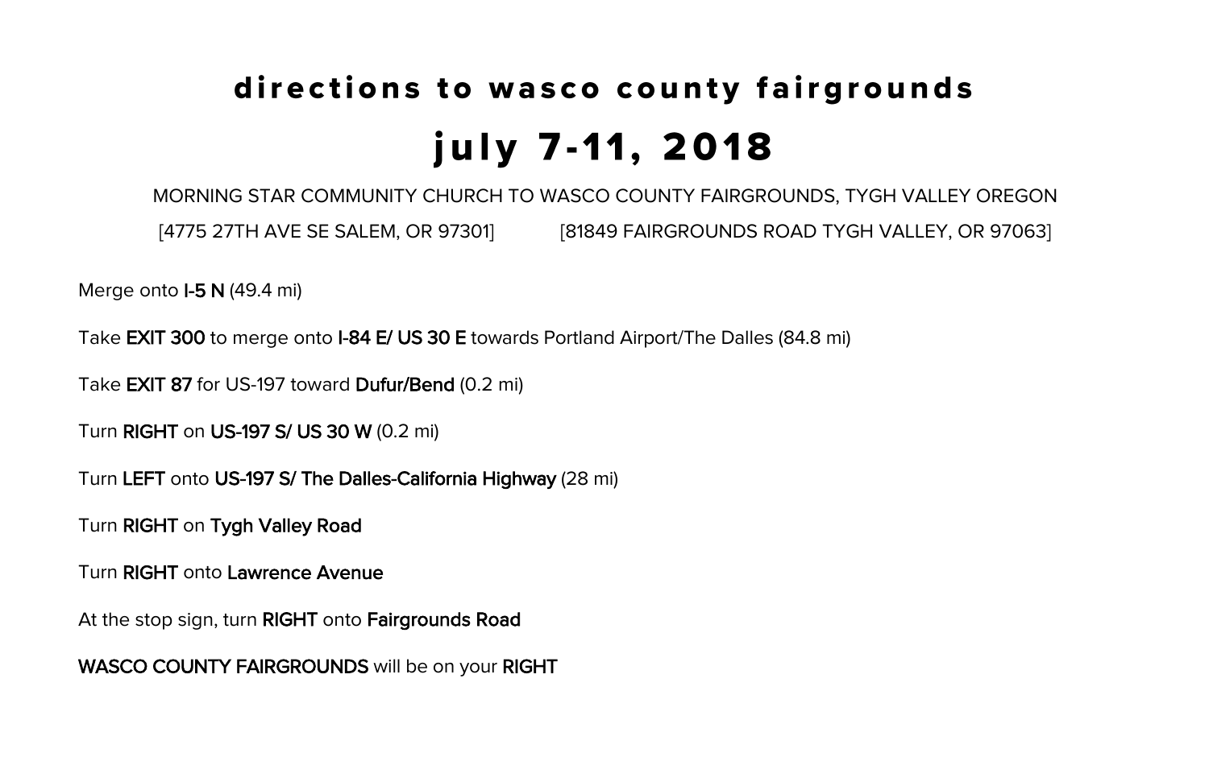# directions to wasco county fairgrounds

# july 7-11, 2018

MORNING STAR COMMUNITY CHURCH TO WASCO COUNTY FAIRGROUNDS, TYGH VALLEY OREGON

[4775 27TH AVE SE SALEM, OR 97301] [81849 FAIRGROUNDS ROAD TYGH VALLEY, OR 97063]

Merge onto **I-5 N** (49.4 mi)

Take **EXIT 300** to merge onto **I-84 E/ US 30 E** towards Portland Airport/The Dalles (84.8 mi)

Take **EXIT 87** for US-197 toward **Dufur/Bend** (0.2 mi)

Turn **RIGHT** on **US-197 S/ US 30 W** (0.2 mi)

Turn **LEFT** onto **US-197 S/ The Dalles-California Highway** (28 mi)

Turn **RIGHT** on **Tygh Valley Road**

Turn **RIGHT** onto **Lawrence Avenue**

At the stop sign, turn **RIGHT** onto **Fairgrounds Road**

**WASCO COUNTY FAIRGROUNDS** will be on your **RIGHT**